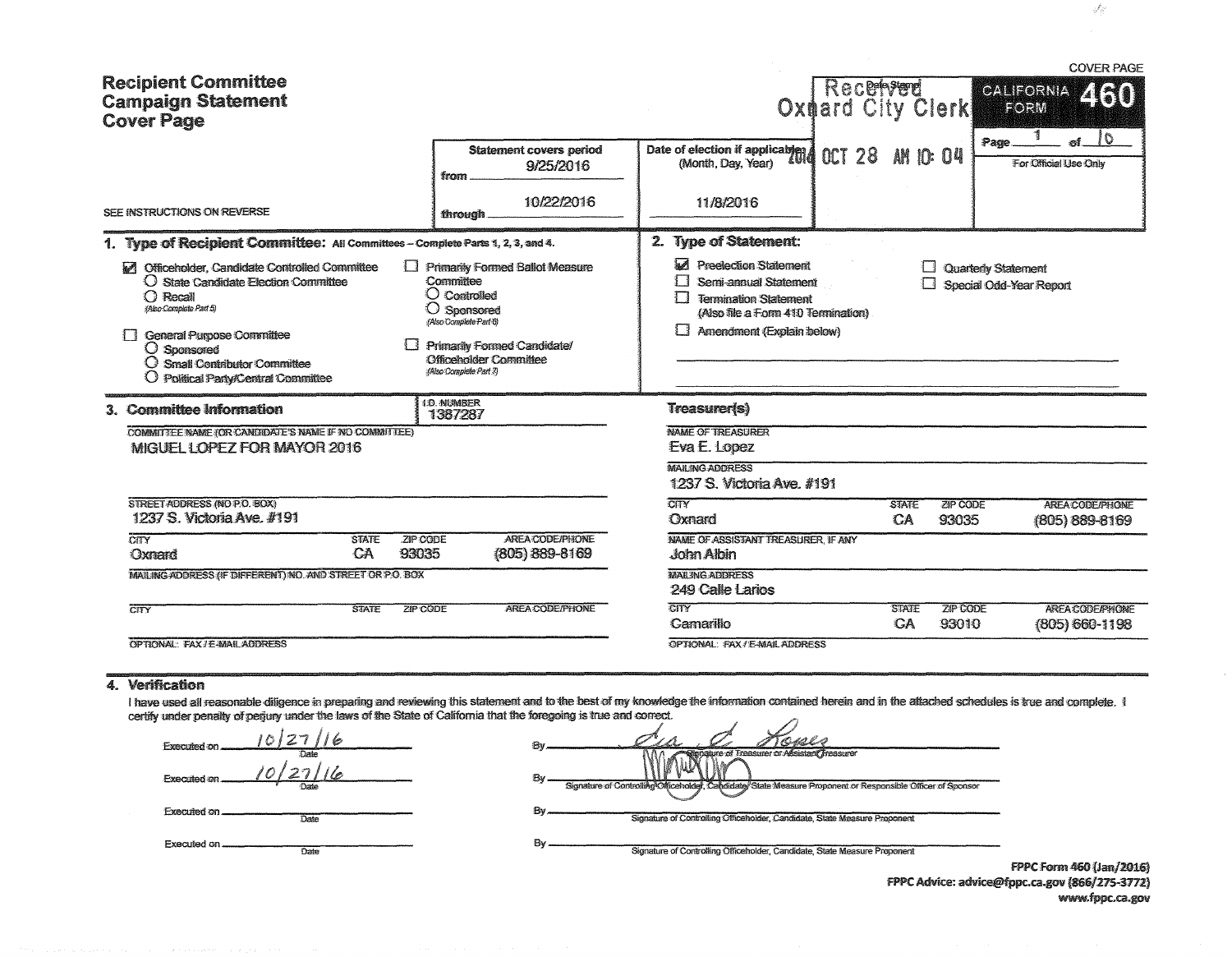COVER PAGE

# Recipient Committee Campaign Statement Cover Page

SEE INSTRUCTIONS ON REVERSE

| Statement covers period | Date of election if applicable: (Month, Day, Year) | Date Stamp | CALIFORNIA FORM 460 |
|---|---|---|---|
| from 9/25/2016 | 11/8/2016 | Received Oxnard City Clerk 2016 OCT 28 AM 10:04 | Page 1 of 10 |
| through 10/22/2016 | | | For Official Use Only |

## 1. Type of Recipient Committee: All Committees – Complete Parts 1, 2, 3, and 4.

- ☑ Officeholder, Candidate Controlled Committee
  - ○ State Candidate Election Committee
  - ○ Recall (Also Complete Part 5)
- ☐ General Purpose Committee
  - ○ Sponsored
  - ○ Small Contributor Committee
  - ○ Political Party/Central Committee
- ☐ Primarily Formed Ballot Measure Committee
  - ○ Controlled
  - ○ Sponsored (Also Complete Part 6)
- ☐ Primarily Formed Candidate/Officeholder Committee (Also Complete Part 7)

## 2. Type of Statement:

- ☑ Preelection Statement
- ☐ Semi-annual Statement
- ☐ Termination Statement (Also file a Form 410 Termination)
- ☐ Amendment (Explain below)
- ☐ Quarterly Statement
- ☐ Special Odd-Year Report

## 3. Committee Information

I.D. NUMBER: 1387287

COMMITTEE NAME (OR CANDIDATE'S NAME IF NO COMMITTEE): MIGUEL LOPEZ FOR MAYOR 2016

STREET ADDRESS (NO P.O. BOX): 1237 S. Victoria Ave. #191

| CITY | STATE | ZIP CODE | AREA CODE/PHONE |
|---|---|---|---|
| Oxnard | CA | 93035 | (805) 889-8169 |

MAILING ADDRESS (IF DIFFERENT) NO. AND STREET OR P.O. BOX:

| CITY | STATE | ZIP CODE | AREA CODE/PHONE |
|---|---|---|---|
| | | | |

OPTIONAL: FAX / E-MAIL ADDRESS

### Treasurer(s)

NAME OF TREASURER: Eva E. Lopez

MAILING ADDRESS: 1237 S. Victoria Ave. #191

| CITY | STATE | ZIP CODE | AREA CODE/PHONE |
|---|---|---|---|
| Oxnard | CA | 93035 | (805) 889-8169 |

NAME OF ASSISTANT TREASURER, IF ANY: John Albin

MAILING ADDRESS: 249 Calle Larios

| CITY | STATE | ZIP CODE | AREA CODE/PHONE |
|---|---|---|---|
| Camarillo | CA | 93010 | (805) 660-1198 |

OPTIONAL: FAX / E-MAIL ADDRESS

## 4. Verification

I have used all reasonable diligence in preparing and reviewing this statement and to the best of my knowledge the information contained herein and in the attached schedules is true and complete. I certify under penalty of perjury under the laws of the State of California that the foregoing is true and correct.

Executed on 10/27/16 (Date) By [signature] (Signature of Treasurer or Assistant Treasurer)

Executed on 10/27/16 (Date) By [signature] (Signature of Controlling Officeholder, Candidate, State Measure Proponent or Responsible Officer of Sponsor)

Executed on ______ (Date) By ______ (Signature of Controlling Officeholder, Candidate, State Measure Proponent)

Executed on ______ (Date) By ______ (Signature of Controlling Officeholder, Candidate, State Measure Proponent)

FPPC Form 460 (Jan/2016)
FPPC Advice: advice@fppc.ca.gov (866/275-3772)
www.fppc.ca.gov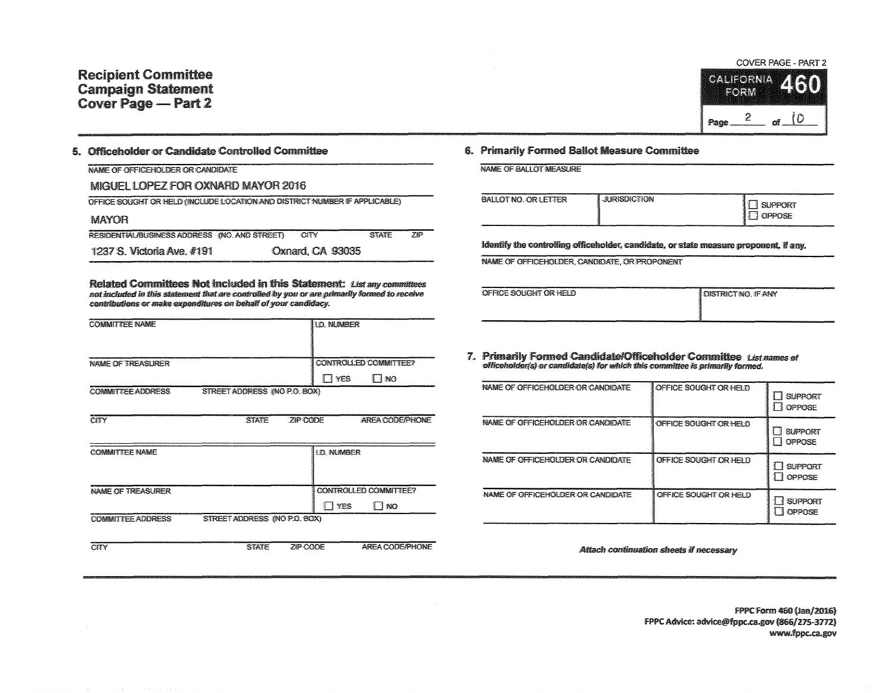# Recipient Committee Campaign Statement Cover Page — Part 2

COVER PAGE - PART 2

CALIFORNIA FORM **460**

Page 2 of 10

## 5. Officeholder or Candidate Controlled Committee

NAME OF OFFICEHOLDER OR CANDIDATE

MIGUEL LOPEZ FOR OXNARD MAYOR 2016

OFFICE SOUGHT OR HELD (INCLUDE LOCATION AND DISTRICT NUMBER IF APPLICABLE)

MAYOR

RESIDENTIAL/BUSINESS ADDRESS (NO. AND STREET) CITY STATE ZIP

1237 S. Victoria Ave. #191 Oxnard, CA 93035

**Related Committees Not Included in this Statement:** *List any committees not included in this statement that are controlled by you or are primarily formed to receive contributions or make expenditures on behalf of your candidacy.*

| COMMITTEE NAME | | | I.D. NUMBER |
|---|---|---|---|
| NAME OF TREASURER | | | CONTROLLED COMMITTEE? ☐ YES ☐ NO |
| COMMITTEE ADDRESS | STREET ADDRESS (NO P.O. BOX) | | |
| CITY | STATE | ZIP CODE | AREA CODE/PHONE |

| COMMITTEE NAME | | | I.D. NUMBER |
|---|---|---|---|
| NAME OF TREASURER | | | CONTROLLED COMMITTEE? ☐ YES ☐ NO |
| COMMITTEE ADDRESS | STREET ADDRESS (NO P.O. BOX) | | |
| CITY | STATE | ZIP CODE | AREA CODE/PHONE |

## 6. Primarily Formed Ballot Measure Committee

NAME OF BALLOT MEASURE

| BALLOT NO. OR LETTER | JURISDICTION | ☐ SUPPORT ☐ OPPOSE |
|---|---|---|

**Identify the controlling officeholder, candidate, or state measure proponent, if any.**

NAME OF OFFICEHOLDER, CANDIDATE, OR PROPONENT

| OFFICE SOUGHT OR HELD | DISTRICT NO. IF ANY |
|---|---|

## 7. Primarily Formed Candidate/Officeholder Committee

*List names of officeholder(s) or candidate(s) for which this committee is primarily formed.*

| NAME OF OFFICEHOLDER OR CANDIDATE | OFFICE SOUGHT OR HELD | ☐ SUPPORT ☐ OPPOSE |
|---|---|---|
| NAME OF OFFICEHOLDER OR CANDIDATE | OFFICE SOUGHT OR HELD | ☐ SUPPORT ☐ OPPOSE |
| NAME OF OFFICEHOLDER OR CANDIDATE | OFFICE SOUGHT OR HELD | ☐ SUPPORT ☐ OPPOSE |
| NAME OF OFFICEHOLDER OR CANDIDATE | OFFICE SOUGHT OR HELD | ☐ SUPPORT ☐ OPPOSE |

*Attach continuation sheets if necessary*

FPPC Form 460 (Jan/2016)
FPPC Advice: advice@fppc.ca.gov (866/275-3772)
www.fppc.ca.gov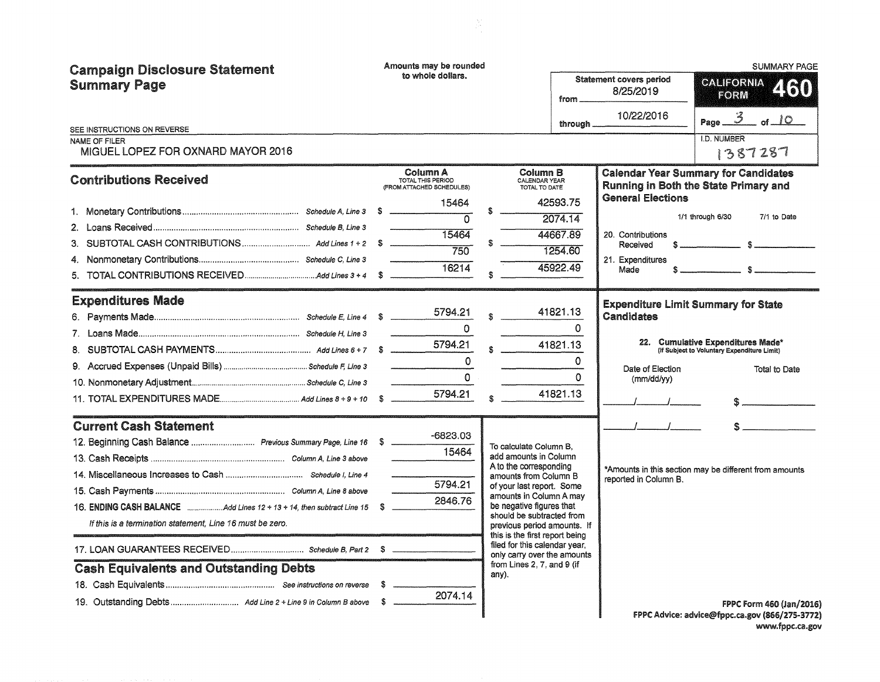# Campaign Disclosure Statement Summary Page

Amounts may be rounded to whole dollars.

SUMMARY PAGE

**CALIFORNIA FORM 460**

Statement covers period from 8/25/2019 through 10/22/2016

Page 3 of 10

SEE INSTRUCTIONS ON REVERSE

NAME OF FILER: MIGUEL LOPEZ FOR OXNARD MAYOR 2016

I.D. NUMBER: 1387287

## Contributions Received

| | | Column A TOTAL THIS PERIOD (FROM ATTACHED SCHEDULES) | Column B CALENDAR YEAR TOTAL TO DATE |
|---|---|---|---|
| 1. Monetary Contributions | Schedule A, Line 3 | $ 15464 | $ 42593.75 |
| 2. Loans Received | Schedule B, Line 3 | 0 | 2074.14 |
| 3. SUBTOTAL CASH CONTRIBUTIONS | Add Lines 1 + 2 | $ 15464 | $ 44667.89 |
| 4. Nonmonetary Contributions | Schedule C, Line 3 | 750 | 1254.60 |
| 5. TOTAL CONTRIBUTIONS RECEIVED | Add Lines 3 + 4 | $ 16214 | $ 45922.49 |

## Expenditures Made

| | | Column A | Column B |
|---|---|---|---|
| 6. Payments Made | Schedule E, Line 4 | $ 5794.21 | $ 41821.13 |
| 7. Loans Made | Schedule H, Line 3 | 0 | 0 |
| 8. SUBTOTAL CASH PAYMENTS | Add Lines 6 + 7 | $ 5794.21 | $ 41821.13 |
| 9. Accrued Expenses (Unpaid Bills) | Schedule F, Line 3 | 0 | 0 |
| 10. Nonmonetary Adjustment | Schedule C, Line 3 | 0 | 0 |
| 11. TOTAL EXPENDITURES MADE | Add Lines 8 + 9 + 10 | $ 5794.21 | $ 41821.13 |

## Current Cash Statement

| | | |
|---|---|---|
| 12. Beginning Cash Balance | Previous Summary Page, Line 16 | $ -6823.03 |
| 13. Cash Receipts | Column A, Line 3 above | 15464 |
| 14. Miscellaneous Increases to Cash | Schedule I, Line 4 | |
| 15. Cash Payments | Column A, Line 8 above | 5794.21 |
| 16. **ENDING CASH BALANCE** | Add Lines 12 + 13 + 14, then subtract Line 15 | $ 2846.76 |

*If this is a termination statement, Line 16 must be zero.*

| | | |
|---|---|---|
| 17. LOAN GUARANTEES RECEIVED | Schedule B, Part 2 | $ |

## Cash Equivalents and Outstanding Debts

| | | |
|---|---|---|
| 18. Cash Equivalents | See instructions on reverse | $ |
| 19. Outstanding Debts | Add Line 2 + Line 9 in Column B above | $ 2074.14 |

To calculate Column B, add amounts in Column A to the corresponding amounts from Column B of your last report. Some amounts in Column A may be negative figures that should be subtracted from previous period amounts. If this is the first report being filed for this calendar year, only carry over the amounts from Lines 2, 7, and 9 (if any).

## Calendar Year Summary for Candidates Running in Both the State Primary and General Elections

| | 1/1 through 6/30 | 7/1 to Date |
|---|---|---|
| 20. Contributions Received | $ | $ |
| 21. Expenditures Made | $ | $ |

## Expenditure Limit Summary for State Candidates

22. **Cumulative Expenditures Made*** (If Subject to Voluntary Expenditure Limit)

| Date of Election (mm/dd/yy) | Total to Date |
|---|---|
| / / | $ |
| / / | $ |

*Amounts in this section may be different from amounts reported in Column B.

FPPC Form 460 (Jan/2016)
FPPC Advice: advice@fppc.ca.gov (866/275-3772)
www.fppc.ca.gov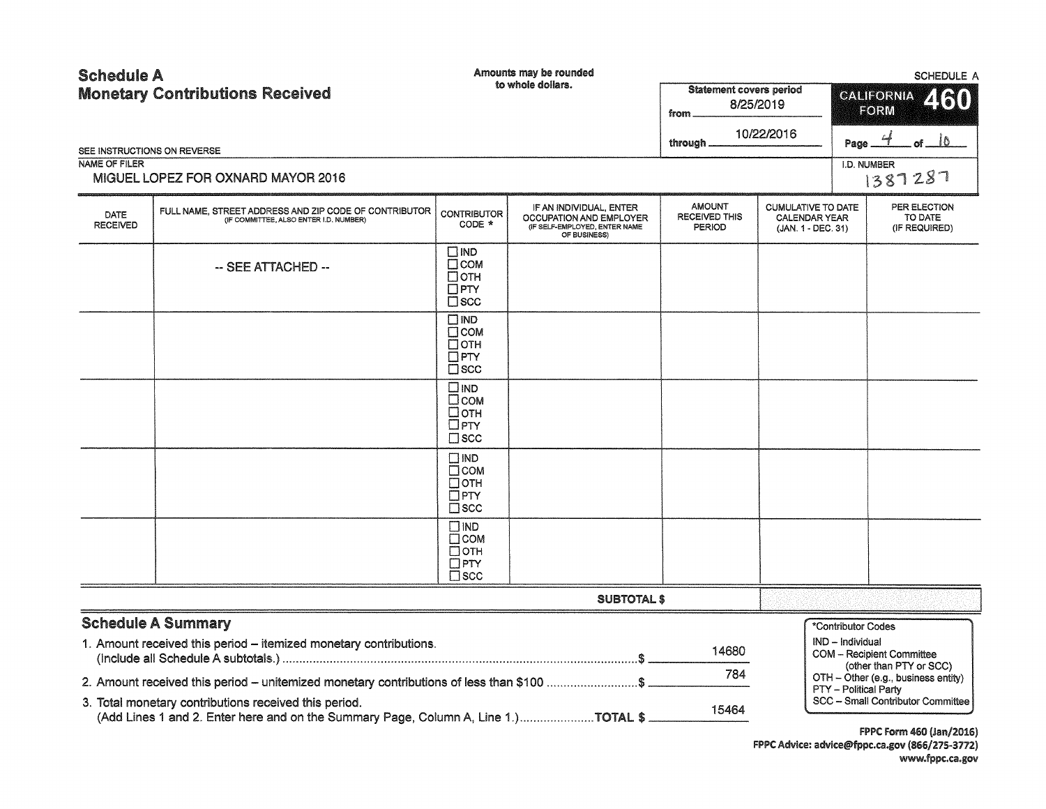# Schedule A
## Monetary Contributions Received

Amounts may be rounded to whole dollars.

SCHEDULE A

Statement covers period from 8/25/2019 through 10/22/2016

CALIFORNIA FORM 460

Page 4 of 10

SEE INSTRUCTIONS ON REVERSE

NAME OF FILER: MIGUEL LOPEZ FOR OXNARD MAYOR 2016

I.D. NUMBER: 1387287

| DATE RECEIVED | FULL NAME, STREET ADDRESS AND ZIP CODE OF CONTRIBUTOR (IF COMMITTEE, ALSO ENTER I.D. NUMBER) | CONTRIBUTOR CODE * | IF AN INDIVIDUAL, ENTER OCCUPATION AND EMPLOYER (IF SELF-EMPLOYED, ENTER NAME OF BUSINESS) | AMOUNT RECEIVED THIS PERIOD | CUMULATIVE TO DATE CALENDAR YEAR (JAN. 1 - DEC. 31) | PER ELECTION TO DATE (IF REQUIRED) |
|---|---|---|---|---|---|---|
| | -- SEE ATTACHED -- | ☐ IND ☐ COM ☐ OTH ☐ PTY ☐ SCC | | | | |
| | | ☐ IND ☐ COM ☐ OTH ☐ PTY ☐ SCC | | | | |
| | | ☐ IND ☐ COM ☐ OTH ☐ PTY ☐ SCC | | | | |
| | | ☐ IND ☐ COM ☐ OTH ☐ PTY ☐ SCC | | | | |
| | | ☐ IND ☐ COM ☐ OTH ☐ PTY ☐ SCC | | | | |
| | | | SUBTOTAL $ | | | |

## Schedule A Summary

1. Amount received this period – itemized monetary contributions. (Include all Schedule A subtotals.) ........ $ 14680
2. Amount received this period – unitemized monetary contributions of less than $100 ........ $ 784
3. Total monetary contributions received this period. (Add Lines 1 and 2. Enter here and on the Summary Page, Column A, Line 1.) ........ TOTAL $ 15464

*Contributor Codes
- IND – Individual
- COM – Recipient Committee (other than PTY or SCC)
- OTH – Other (e.g., business entity)
- PTY – Political Party
- SCC – Small Contributor Committee

FPPC Form 460 (Jan/2016)
FPPC Advice: advice@fppc.ca.gov (866/275-3772)
www.fppc.ca.gov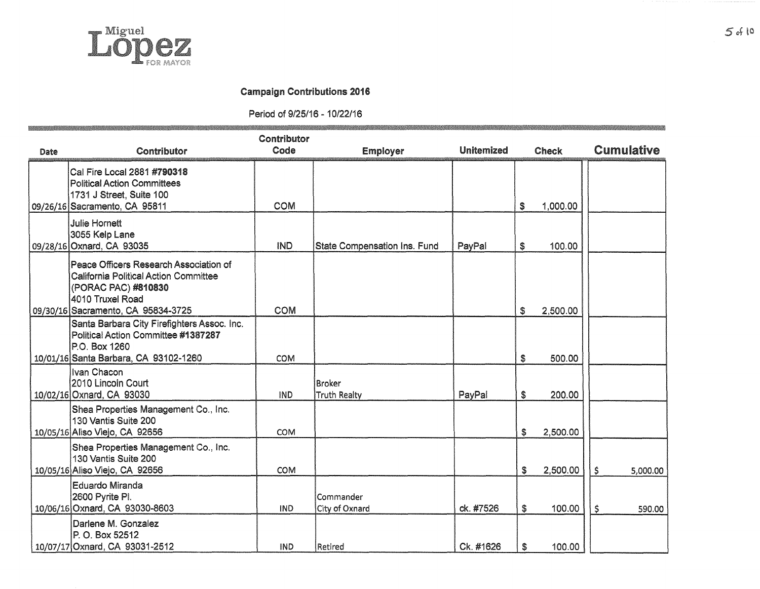Miguel
**Lopez**
FOR MAYOR

### Campaign Contributions 2016

Period of 9/25/16 - 10/22/16

| Date | Contributor | Contributor Code | Employer | Unitemized | Check | Cumulative |
|---|---|---|---|---|---|---|
| 09/26/16 | Cal Fire Local 2881 **#790318**<br>Political Action Committees<br>1731 J Street, Suite 100<br>Sacramento, CA 95811 | COM | | | $ 1,000.00 | |
| 09/28/16 | Julie Hornett<br>3055 Kelp Lane<br>Oxnard, CA 93035 | IND | State Compensation Ins. Fund | PayPal | $ 100.00 | |
| 09/30/16 | Peace Officers Research Association of California Political Action Committee (PORAC PAC) **#810830**<br>4010 Truxel Road<br>Sacramento, CA 95834-3725 | COM | | | $ 2,500.00 | |
| 10/01/16 | Santa Barbara City Firefighters Assoc. Inc. Political Action Committee **#1387287**<br>P.O. Box 1260<br>Santa Barbara, CA 93102-1260 | COM | | | $ 500.00 | |
| 10/02/16 | Ivan Chacon<br>2010 Lincoln Court<br>Oxnard, CA 93030 | IND | Broker<br>Truth Realty | PayPal | $ 200.00 | |
| 10/05/16 | Shea Properties Management Co., Inc.<br>130 Vantis Suite 200<br>Aliso Viejo, CA 92656 | COM | | | $ 2,500.00 | |
| 10/05/16 | Shea Properties Management Co., Inc.<br>130 Vantis Suite 200<br>Aliso Viejo, CA 92656 | COM | | | $ 2,500.00 | $ 5,000.00 |
| 10/06/16 | Eduardo Miranda<br>2600 Pyrite Pl.<br>Oxnard, CA 93030-8603 | IND | Commander<br>City of Oxnard | ck. #7526 | $ 100.00 | $ 590.00 |
| 10/07/17 | Darlene M. Gonzalez<br>P. O. Box 52512<br>Oxnard, CA 93031-2512 | IND | Retired | Ck. #1626 | $ 100.00 | |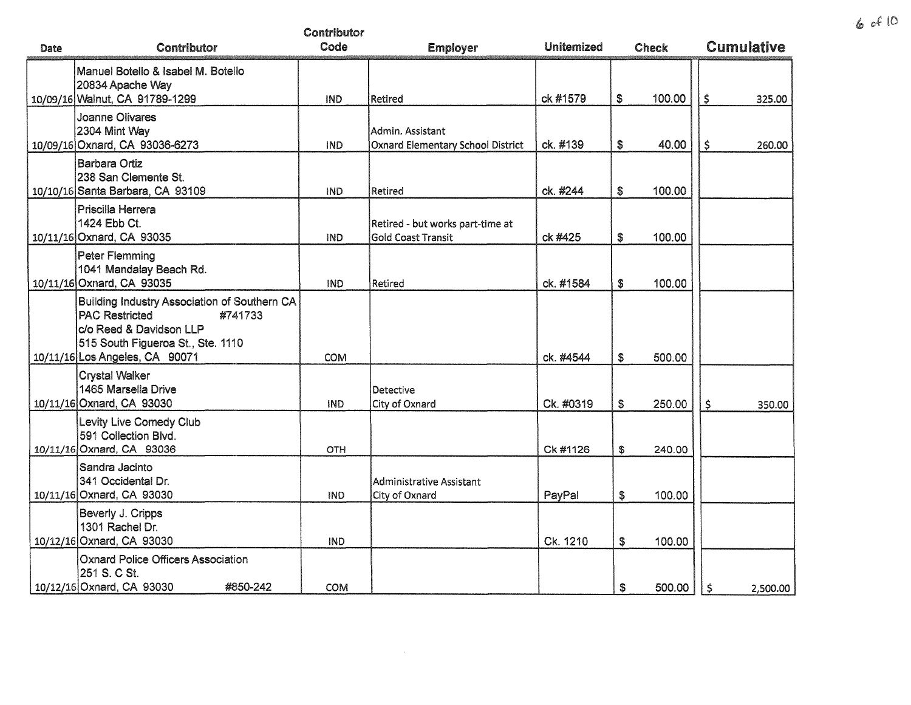| Date | Contributor | Contributor Code | Employer | Unitemized | Check | Cumulative |
|---|---|---|---|---|---|---|
| 10/09/16 | Manuel Botello & Isabel M. Botello<br>20834 Apache Way<br>Walnut, CA 91789-1299 | IND | Retired | ck #1579 | $ 100.00 | $ 325.00 |
| 10/09/16 | Joanne Olivares<br>2304 Mint Way<br>Oxnard, CA 93036-6273 | IND | Admin. Assistant<br>Oxnard Elementary School District | ck. #139 | $ 40.00 | $ 260.00 |
| 10/10/16 | Barbara Ortiz<br>238 San Clemente St.<br>Santa Barbara, CA 93109 | IND | Retired | ck. #244 | $ 100.00 | |
| 10/11/16 | Priscilla Herrera<br>1424 Ebb Ct.<br>Oxnard, CA 93035 | IND | Retired - but works part-time at<br>Gold Coast Transit | ck #425 | $ 100.00 | |
| 10/11/16 | Peter Flemming<br>1041 Mandalay Beach Rd.<br>Oxnard, CA 93035 | IND | Retired | ck. #1584 | $ 100.00 | |
| 10/11/16 | Building Industry Association of Southern CA<br>PAC Restricted #741733<br>c/o Reed & Davidson LLP<br>515 South Figueroa St., Ste. 1110<br>Los Angeles, CA 90071 | COM | | ck. #4544 | $ 500.00 | |
| 10/11/16 | Crystal Walker<br>1465 Marsella Drive<br>Oxnard, CA 93030 | IND | Detective<br>City of Oxnard | Ck. #0319 | $ 250.00 | $ 350.00 |
| 10/11/16 | Levity Live Comedy Club<br>591 Collection Blvd.<br>Oxnard, CA 93036 | OTH | | Ck #1126 | $ 240.00 | |
| 10/11/16 | Sandra Jacinto<br>341 Occidental Dr.<br>Oxnard, CA 93030 | IND | Administrative Assistant<br>City of Oxnard | PayPal | $ 100.00 | |
| 10/12/16 | Beverly J. Cripps<br>1301 Rachel Dr.<br>Oxnard, CA 93030 | IND | | Ck. 1210 | $ 100.00 | |
| 10/12/16 | Oxnard Police Officers Association<br>251 S. C St.<br>Oxnard, CA 93030 #850-242 | COM | | | $ 500.00 | $ 2,500.00 |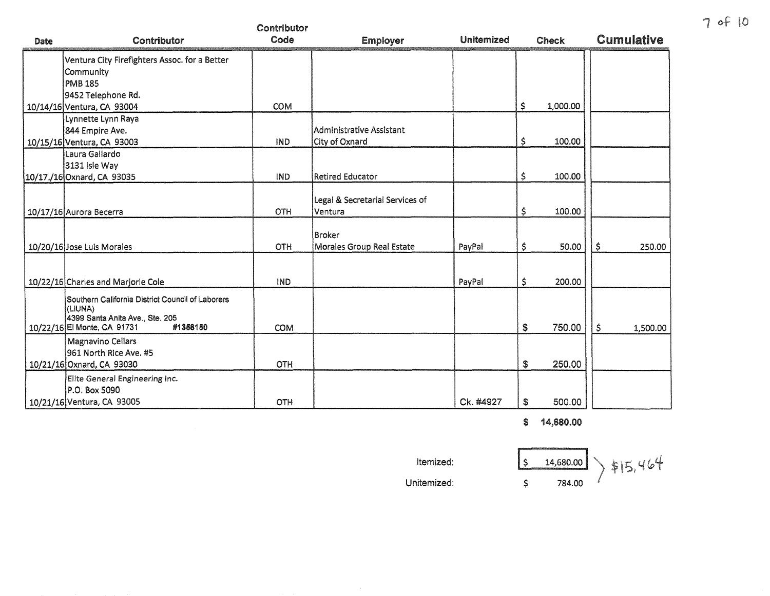| Date | Contributor | Contributor Code | Employer | Unitemized | Check | Cumulative |
|---|---|---|---|---|---|---|
| 10/14/16 | Ventura City Firefighters Assoc. for a Better Community<br>PMB 185<br>9452 Telephone Rd.<br>Ventura, CA 93004 | COM | | | $ 1,000.00 | |
| 10/15/16 | Lynnette Lynn Raya<br>844 Empire Ave.<br>Ventura, CA 93003 | IND | Administrative Assistant<br>City of Oxnard | | $ 100.00 | |
| 10/17./16 | Laura Gallardo<br>3131 Isle Way<br>Oxnard, CA 93035 | IND | Retired Educator | | $ 100.00 | |
| 10/17/16 | Aurora Becerra | OTH | Legal & Secretarial Services of Ventura | | $ 100.00 | |
| 10/20/16 | Jose Luis Morales | OTH | Broker<br>Morales Group Real Estate | PayPal | $ 50.00 | $ 250.00 |
| 10/22/16 | Charles and Marjorie Cole | IND | | PayPal | $ 200.00 | |
| 10/22/16 | Southern California District Council of Laborers (LiUNA)<br>4399 Santa Anita Ave., Ste. 205<br>El Monte, CA 91731 #1358150 | COM | | | $ 750.00 | $ 1,500.00 |
| 10/21/16 | Magnavino Cellars<br>961 North Rice Ave. #5<br>Oxnard, CA 93030 | OTH | | | $ 250.00 | |
| 10/21/16 | Elite General Engineering Inc.<br>P.O. Box 5090<br>Ventura, CA 93005 | OTH | | Ck. #4927 | $ 500.00 | |
| | | | | | **$ 14,680.00** | |

Itemized: $ 14,680.00

Unitemized: $ 784.00

} $15,464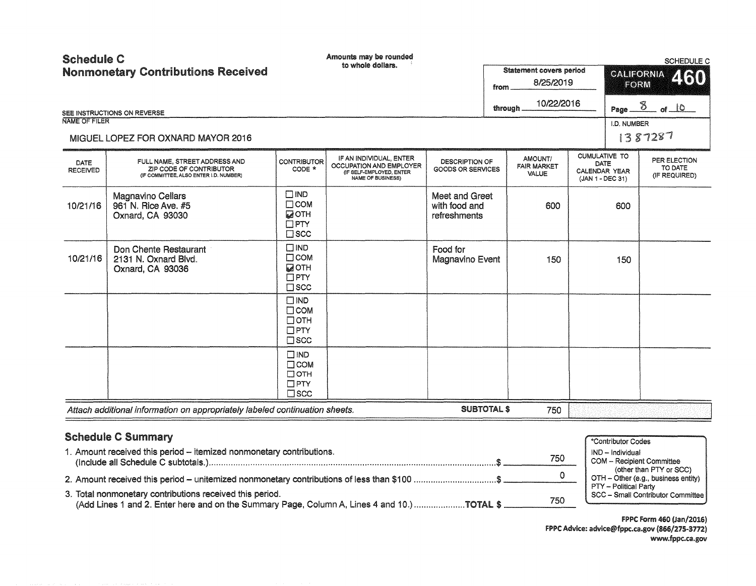# Schedule C
## Nonmonetary Contributions Received

Amounts may be rounded to whole dollars.

SCHEDULE C

**CALIFORNIA FORM 460**

Statement covers period
from 8/25/2019
through 10/22/2016

Page 8 of 10

SEE INSTRUCTIONS ON REVERSE

NAME OF FILER: MIGUEL LOPEZ FOR OXNARD MAYOR 2016

I.D. NUMBER: 1387287

| DATE RECEIVED | FULL NAME, STREET ADDRESS AND ZIP CODE OF CONTRIBUTOR (IF COMMITTEE, ALSO ENTER I.D. NUMBER) | CONTRIBUTOR CODE * | IF AN INDIVIDUAL, ENTER OCCUPATION AND EMPLOYER (IF SELF-EMPLOYED, ENTER NAME OF BUSINESS) | DESCRIPTION OF GOODS OR SERVICES | AMOUNT/ FAIR MARKET VALUE | CUMULATIVE TO DATE CALENDAR YEAR (JAN 1 - DEC 31) | PER ELECTION TO DATE (IF REQUIRED) |
|---|---|---|---|---|---|---|---|
| 10/21/16 | Magnavino Cellars<br>961 N. Rice Ave. #5<br>Oxnard, CA 93030 | ☐ IND<br>☐ COM<br>☑ OTH<br>☐ PTY<br>☐ SCC | | Meet and Greet with food and refreshments | 600 | 600 | |
| 10/21/16 | Don Chente Restaurant<br>2131 N. Oxnard Blvd.<br>Oxnard, CA 93036 | ☐ IND<br>☐ COM<br>☑ OTH<br>☐ PTY<br>☐ SCC | | Food for Magnavino Event | 150 | 150 | |
| | | ☐ IND<br>☐ COM<br>☐ OTH<br>☐ PTY<br>☐ SCC | | | | | |
| | | ☐ IND<br>☐ COM<br>☐ OTH<br>☐ PTY<br>☐ SCC | | | | | |

*Attach additional information on appropriately labeled continuation sheets.* **SUBTOTAL $** 750

## Schedule C Summary

1. Amount received this period – itemized nonmonetary contributions. (Include all Schedule C subtotals.) ........ $ 750
2. Amount received this period – unitemized nonmonetary contributions of less than $100 ........ $ 0
3. Total nonmonetary contributions received this period. (Add Lines 1 and 2. Enter here and on the Summary Page, Column A, Lines 4 and 10.) ........ **TOTAL $** 750

*Contributor Codes
- IND – Individual
- COM – Recipient Committee (other than PTY or SCC)
- OTH – Other (e.g., business entity)
- PTY – Political Party
- SCC – Small Contributor Committee

FPPC Form 460 (Jan/2016)
FPPC Advice: advice@fppc.ca.gov (866/275-3772)
www.fppc.ca.gov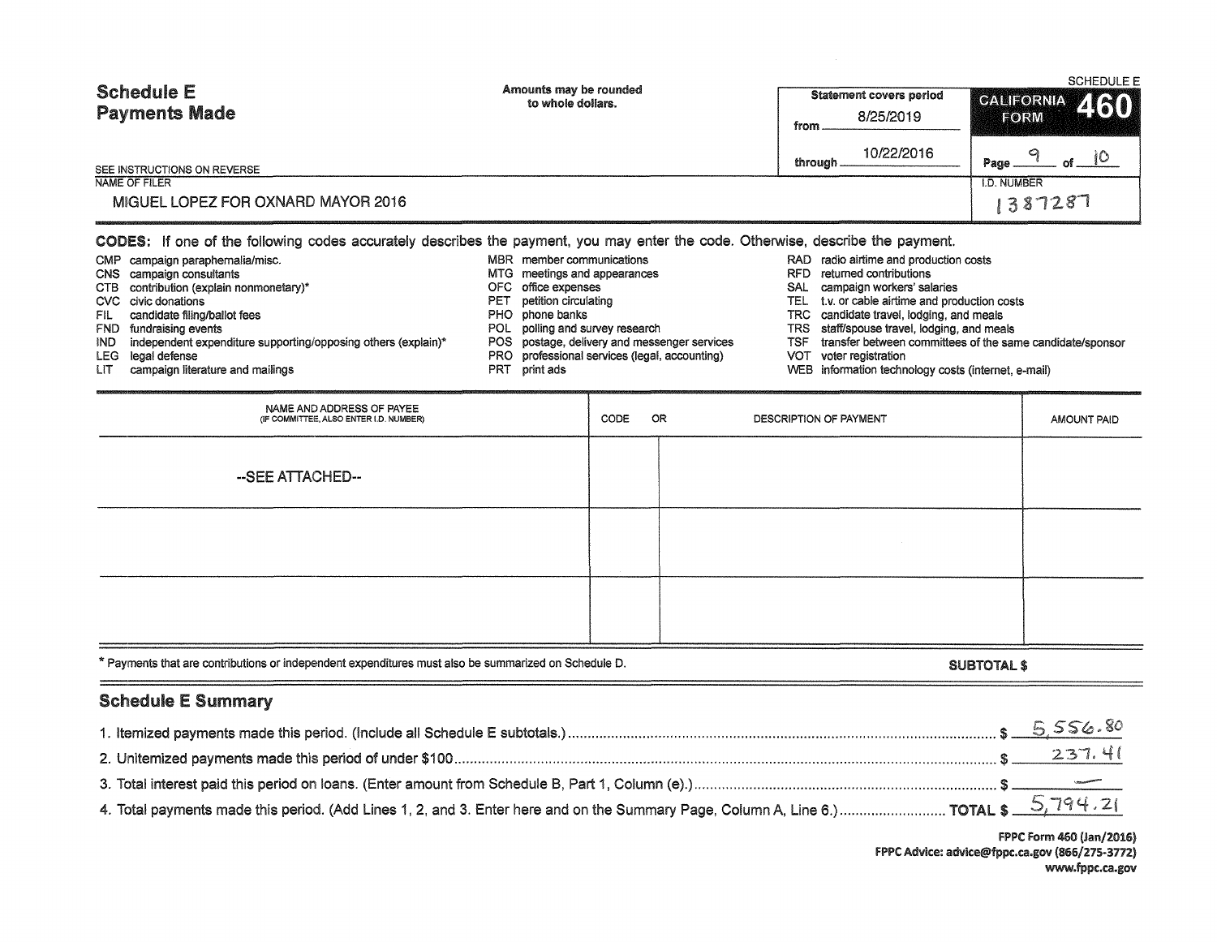SCHEDULE E

# Schedule E Payments Made

Amounts may be rounded to whole dollars.

| Statement covers period | CALIFORNIA FORM 460 |
|---|---|
| from 8/25/2019 | |
| through 10/22/2016 | Page 9 of 10 |

SEE INSTRUCTIONS ON REVERSE

NAME OF FILER

MIGUEL LOPEZ FOR OXNARD MAYOR 2016

I.D. NUMBER

1387287

**CODES:** If one of the following codes accurately describes the payment, you may enter the code. Otherwise, describe the payment.

- CMP campaign paraphernalia/misc.
- CNS campaign consultants
- CTB contribution (explain nonmonetary)*
- CVC civic donations
- FIL candidate filing/ballot fees
- FND fundraising events
- IND independent expenditure supporting/opposing others (explain)*
- LEG legal defense
- LIT campaign literature and mailings
- MBR member communications
- MTG meetings and appearances
- OFC office expenses
- PET petition circulating
- PHO phone banks
- POL polling and survey research
- POS postage, delivery and messenger services
- PRO professional services (legal, accounting)
- PRT print ads
- RAD radio airtime and production costs
- RFD returned contributions
- SAL campaign workers' salaries
- TEL t.v. or cable airtime and production costs
- TRC candidate travel, lodging, and meals
- TRS staff/spouse travel, lodging, and meals
- TSF transfer between committees of the same candidate/sponsor
- VOT voter registration
- WEB information technology costs (internet, e-mail)

| NAME AND ADDRESS OF PAYEE (IF COMMITTEE, ALSO ENTER I.D. NUMBER) | CODE | OR DESCRIPTION OF PAYMENT | AMOUNT PAID |
|---|---|---|---|
| --SEE ATTACHED-- | | | |
| | | | |
| | | | |

\* Payments that are contributions or independent expenditures must also be summarized on Schedule D.

**SUBTOTAL $**

## Schedule E Summary

1. Itemized payments made this period. (Include all Schedule E subtotals.) $ 5,556.80
2. Unitemized payments made this period of under $100 $ 237.41
3. Total interest paid this period on loans. (Enter amount from Schedule B, Part 1, Column (e).) $ —
4. Total payments made this period. (Add Lines 1, 2, and 3. Enter here and on the Summary Page, Column A, Line 6.) TOTAL $ 5,794.21

FPPC Form 460 (Jan/2016)
FPPC Advice: advice@fppc.ca.gov (866/275-3772)
www.fppc.ca.gov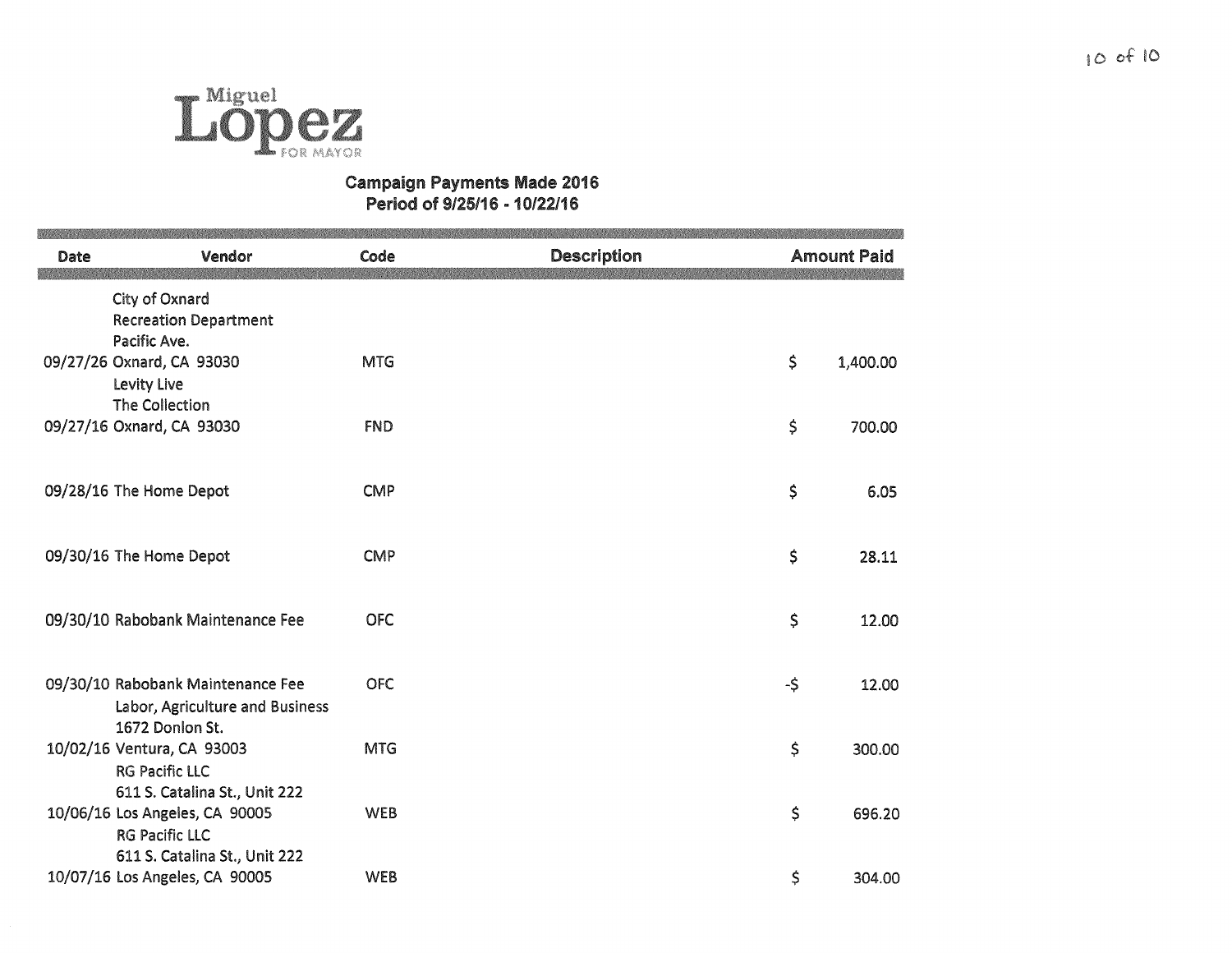Miguel
# Lopez
FOR MAYOR

## Campaign Payments Made 2016
### Period of 9/25/16 - 10/22/16

| Date | Vendor | Code | Description | Amount Paid |
|---|---|---|---|---|
| 09/27/26 | City of Oxnard<br>Recreation Department<br>Pacific Ave.<br>Oxnard, CA 93030 | MTG | | $ 1,400.00 |
| 09/27/16 | Levity Live<br>The Collection<br>Oxnard, CA 93030 | FND | | $ 700.00 |
| 09/28/16 | The Home Depot | CMP | | $ 6.05 |
| 09/30/16 | The Home Depot | CMP | | $ 28.11 |
| 09/30/10 | Rabobank Maintenance Fee | OFC | | $ 12.00 |
| 09/30/10 | Rabobank Maintenance Fee | OFC | | -$ 12.00 |
| 10/02/16 | Labor, Agriculture and Business<br>1672 Donlon St.<br>Ventura, CA 93003 | MTG | | $ 300.00 |
| 10/06/16 | RG Pacific LLC<br>611 S. Catalina St., Unit 222<br>Los Angeles, CA 90005 | WEB | | $ 696.20 |
| 10/07/16 | RG Pacific LLC<br>611 S. Catalina St., Unit 222<br>Los Angeles, CA 90005 | WEB | | $ 304.00 |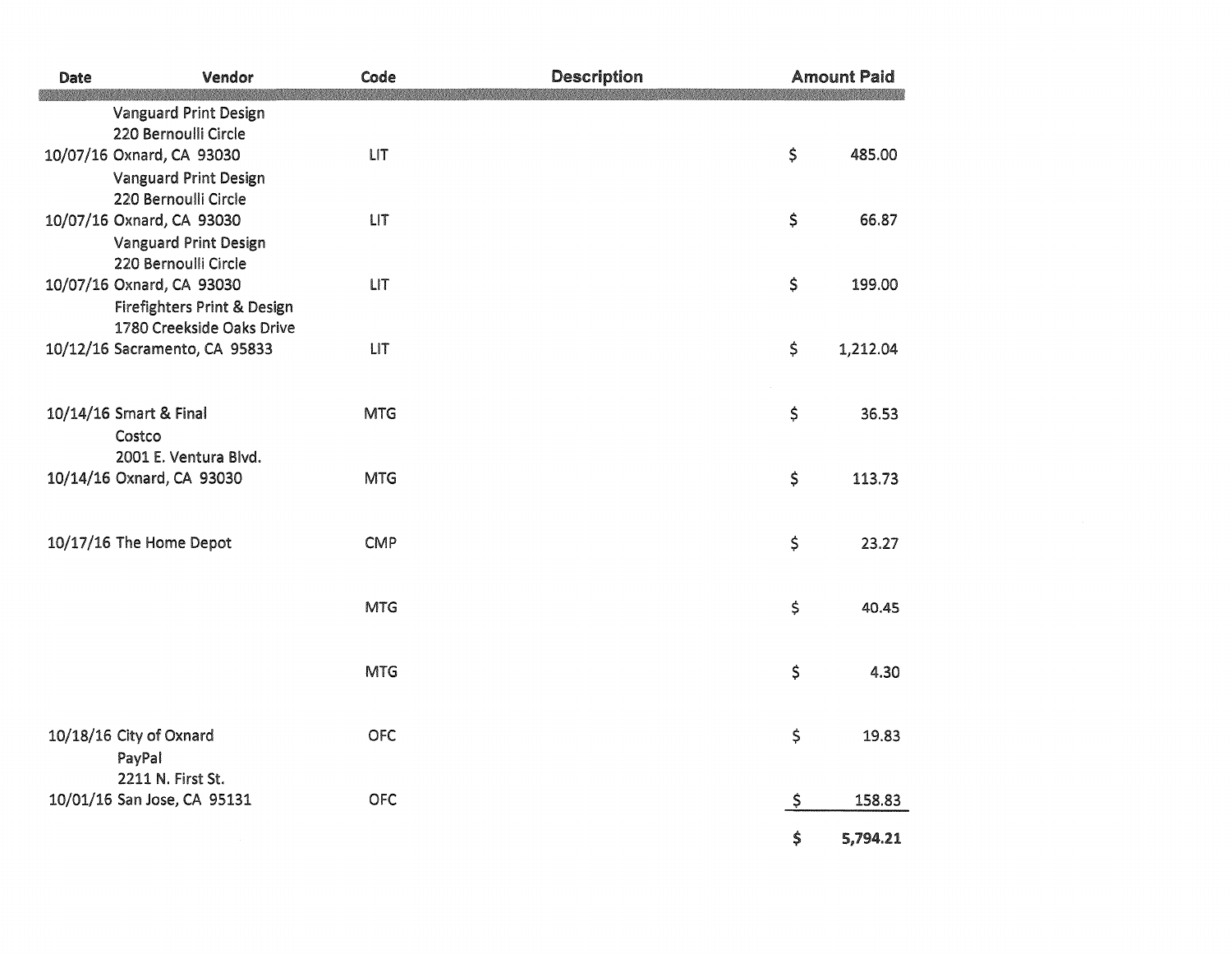| Date | Vendor | Code | Description | Amount Paid |
|---|---|---|---|---|
| 10/07/16 | Vanguard Print Design<br>220 Bernoulli Circle<br>Oxnard, CA 93030 | LIT | | $ 485.00 |
| 10/07/16 | Vanguard Print Design<br>220 Bernoulli Circle<br>Oxnard, CA 93030 | LIT | | $ 66.87 |
| 10/07/16 | Vanguard Print Design<br>220 Bernoulli Circle<br>Oxnard, CA 93030 | LIT | | $ 199.00 |
| 10/12/16 | Firefighters Print & Design<br>1780 Creekside Oaks Drive<br>Sacramento, CA 95833 | LIT | | $ 1,212.04 |
| 10/14/16 | Smart & Final | MTG | | $ 36.53 |
| 10/14/16 | Costco<br>2001 E. Ventura Blvd.<br>Oxnard, CA 93030 | MTG | | $ 113.73 |
| 10/17/16 | The Home Depot | CMP | | $ 23.27 |
| | | MTG | | $ 40.45 |
| | | MTG | | $ 4.30 |
| 10/18/16 | City of Oxnard | OFC | | $ 19.83 |
| 10/01/16 | PayPal<br>2211 N. First St.<br>San Jose, CA 95131 | OFC | | $ 158.83 |
| | | | | **$ 5,794.21** |